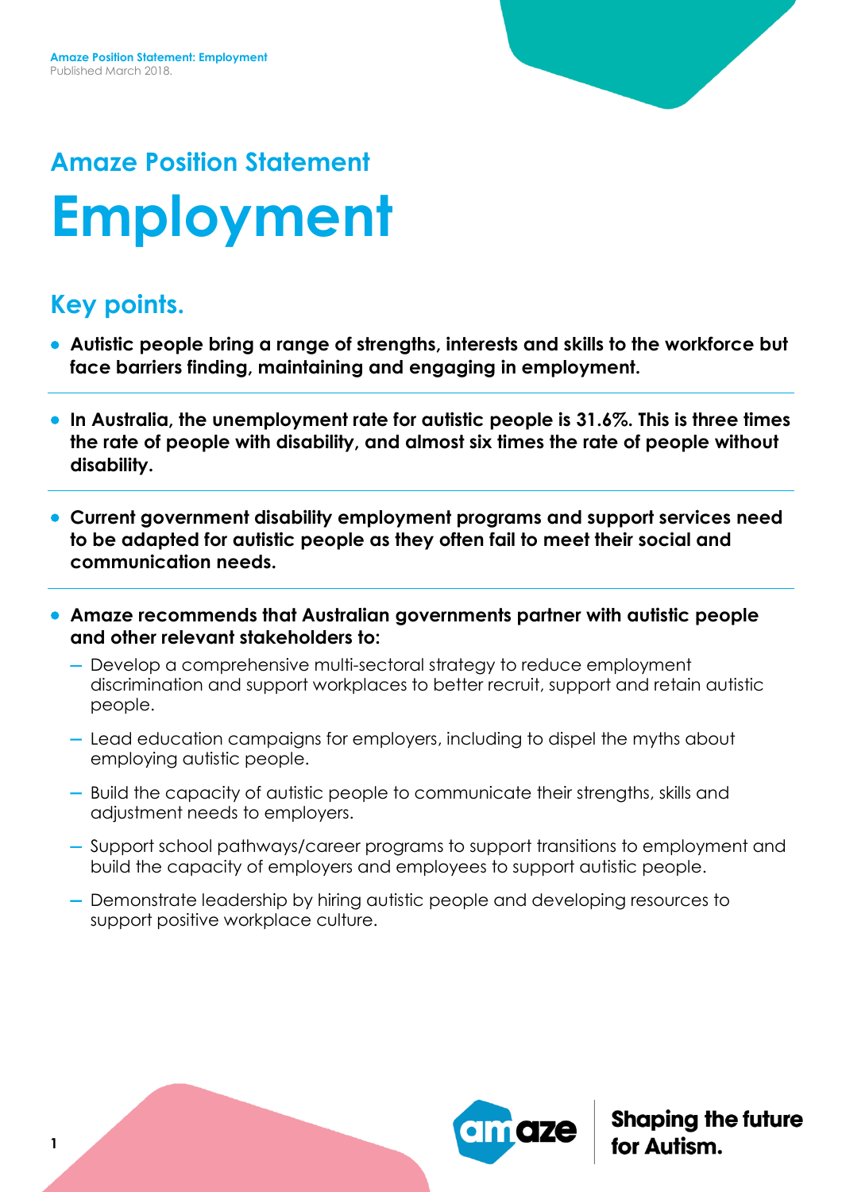# Amaze Position Statement

# Employment

## Key points.

- **Autistic people bring a range of strengths, interests and skills to the workforce but face barriers finding, maintaining and engaging in employment.**

- **In Australia, the unemployment rate for autistic people is 31.6%. This is three times the rate of people with disability, and almost six times the rate of people without disability.**

- **Current government disability employment programs and support services need to be adapted for autistic people as they often fail to meet their social and communication needs.**

- **Amaze recommends that Australian governments partner with autistic people and other relevant stakeholders to:**
  - Develop a comprehensive multi-sectoral strategy to reduce employment discrimination and support workplaces to better recruit, support and retain autistic people.
  - Lead education campaigns for employers, including to dispel the myths about employing autistic people.
  - Build the capacity of autistic people to communicate their strengths, skills and adjustment needs to employers.
  - Support school pathways/career programs to support transitions to employment and build the capacity of employers and employees to support autistic people.
  - Demonstrate leadership by hiring autistic people and developing resources to support positive workplace culture.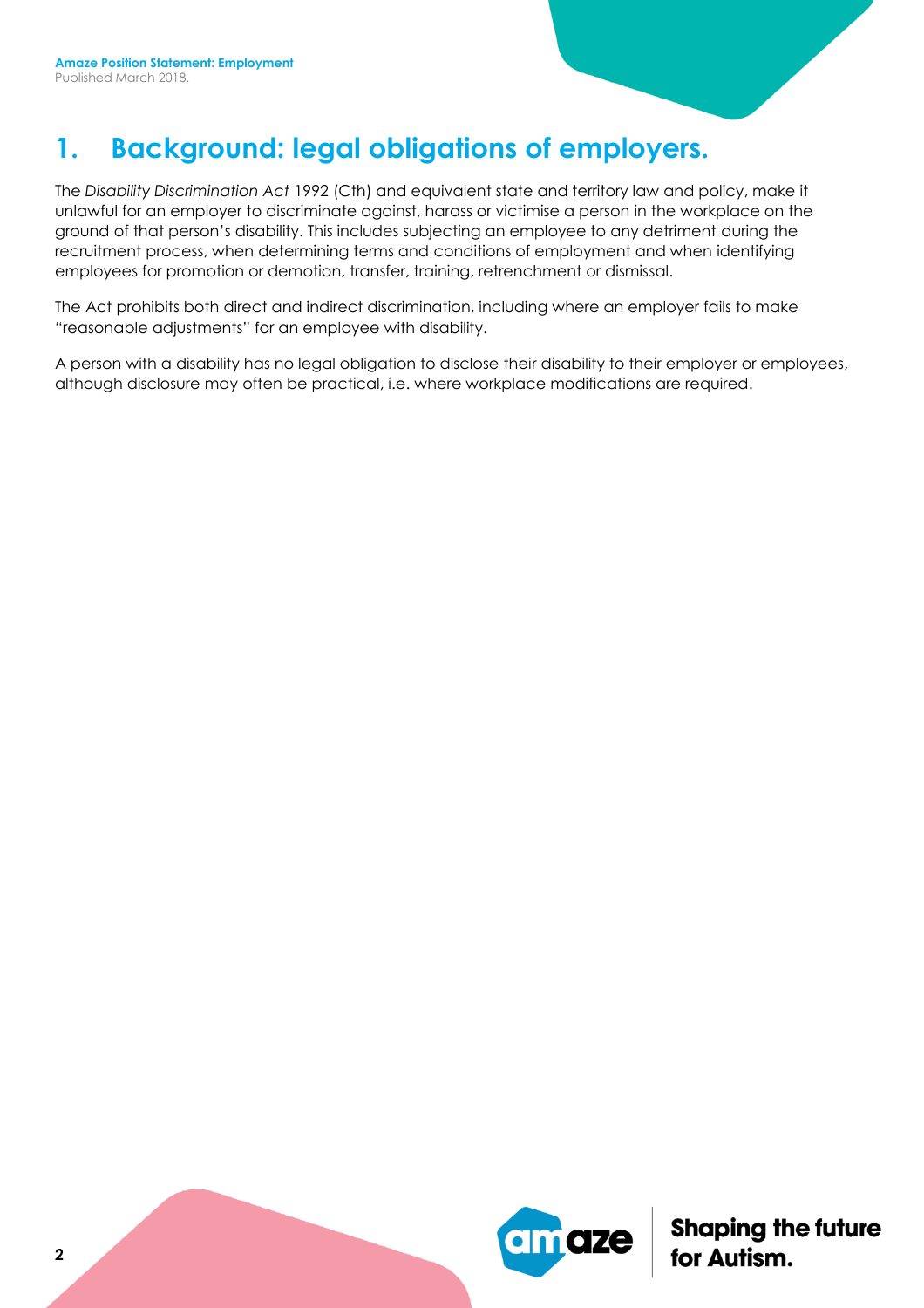## 1. Background: legal obligations of employers.

The *Disability Discrimination Act* 1992 (Cth) and equivalent state and territory law and policy, make it unlawful for an employer to discriminate against, harass or victimise a person in the workplace on the ground of that person's disability. This includes subjecting an employee to any detriment during the recruitment process, when determining terms and conditions of employment and when identifying employees for promotion or demotion, transfer, training, retrenchment or dismissal.

The Act prohibits both direct and indirect discrimination, including where an employer fails to make "reasonable adjustments" for an employee with disability.

A person with a disability has no legal obligation to disclose their disability to their employer or employees, although disclosure may often be practical, i.e. where workplace modifications are required.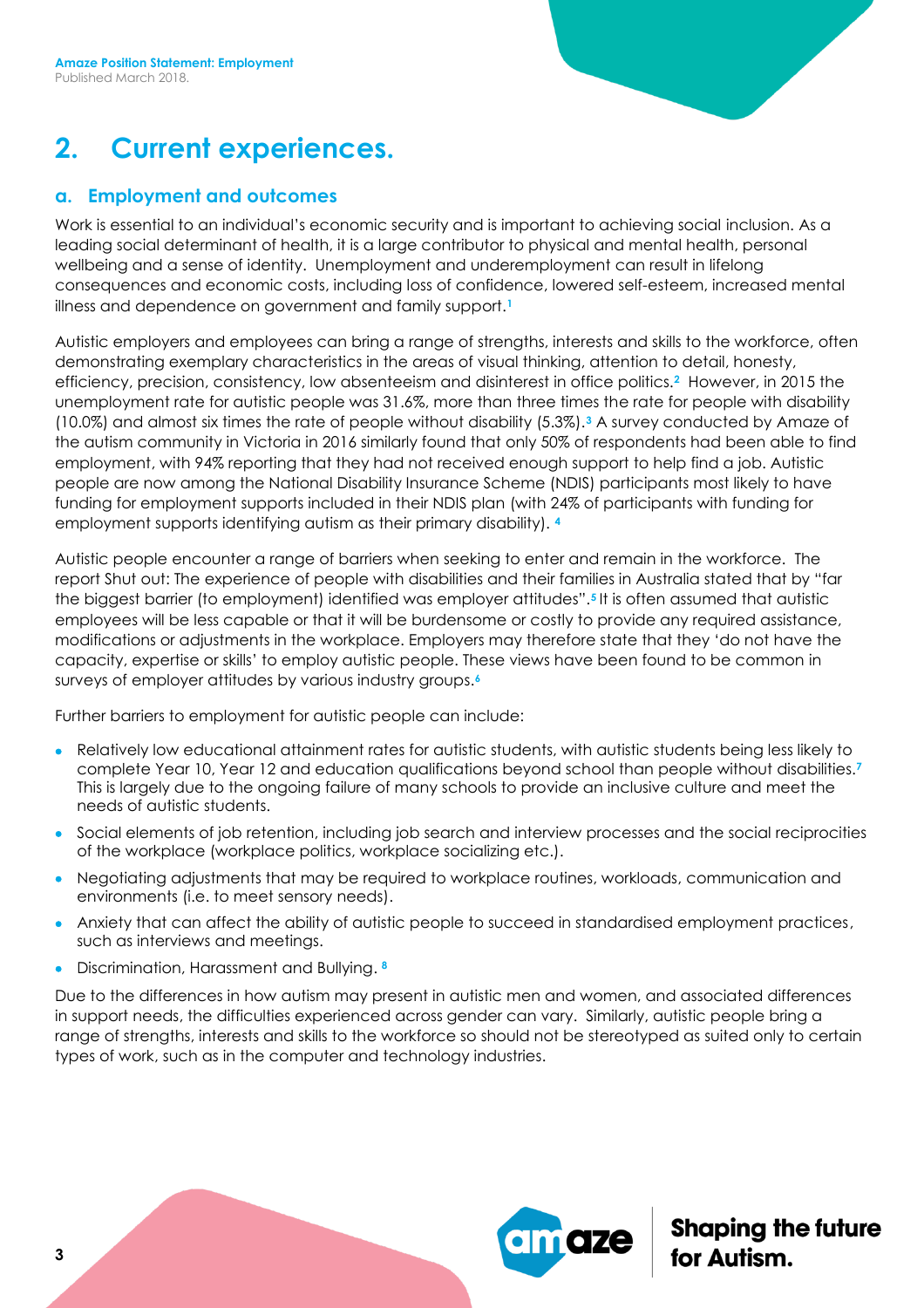## 2. Current experiences.

### a. Employment and outcomes

Work is essential to an individual's economic security and is important to achieving social inclusion. As a leading social determinant of health, it is a large contributor to physical and mental health, personal wellbeing and a sense of identity. Unemployment and underemployment can result in lifelong consequences and economic costs, including loss of confidence, lowered self-esteem, increased mental illness and dependence on government and family support.[1]

Autistic employers and employees can bring a range of strengths, interests and skills to the workforce, often demonstrating exemplary characteristics in the areas of visual thinking, attention to detail, honesty, efficiency, precision, consistency, low absenteeism and disinterest in office politics.[2] However, in 2015 the unemployment rate for autistic people was 31.6%, more than three times the rate for people with disability (10.0%) and almost six times the rate of people without disability (5.3%).[3] A survey conducted by Amaze of the autism community in Victoria in 2016 similarly found that only 50% of respondents had been able to find employment, with 94% reporting that they had not received enough support to help find a job. Autistic people are now among the National Disability Insurance Scheme (NDIS) participants most likely to have funding for employment supports included in their NDIS plan (with 24% of participants with funding for employment supports identifying autism as their primary disability). [4]

Autistic people encounter a range of barriers when seeking to enter and remain in the workforce. The report Shut out: The experience of people with disabilities and their families in Australia stated that by "far the biggest barrier (to employment) identified was employer attitudes".[5] It is often assumed that autistic employees will be less capable or that it will be burdensome or costly to provide any required assistance, modifications or adjustments in the workplace. Employers may therefore state that they 'do not have the capacity, expertise or skills' to employ autistic people. These views have been found to be common in surveys of employer attitudes by various industry groups.[6]

Further barriers to employment for autistic people can include:

- Relatively low educational attainment rates for autistic students, with autistic students being less likely to complete Year 10, Year 12 and education qualifications beyond school than people without disabilities.[7] This is largely due to the ongoing failure of many schools to provide an inclusive culture and meet the needs of autistic students.
- Social elements of job retention, including job search and interview processes and the social reciprocities of the workplace (workplace politics, workplace socializing etc.).
- Negotiating adjustments that may be required to workplace routines, workloads, communication and environments (i.e. to meet sensory needs).
- Anxiety that can affect the ability of autistic people to succeed in standardised employment practices, such as interviews and meetings.
- Discrimination, Harassment and Bullying. [8]

Due to the differences in how autism may present in autistic men and women, and associated differences in support needs, the difficulties experienced across gender can vary. Similarly, autistic people bring a range of strengths, interests and skills to the workforce so should not be stereotyped as suited only to certain types of work, such as in the computer and technology industries.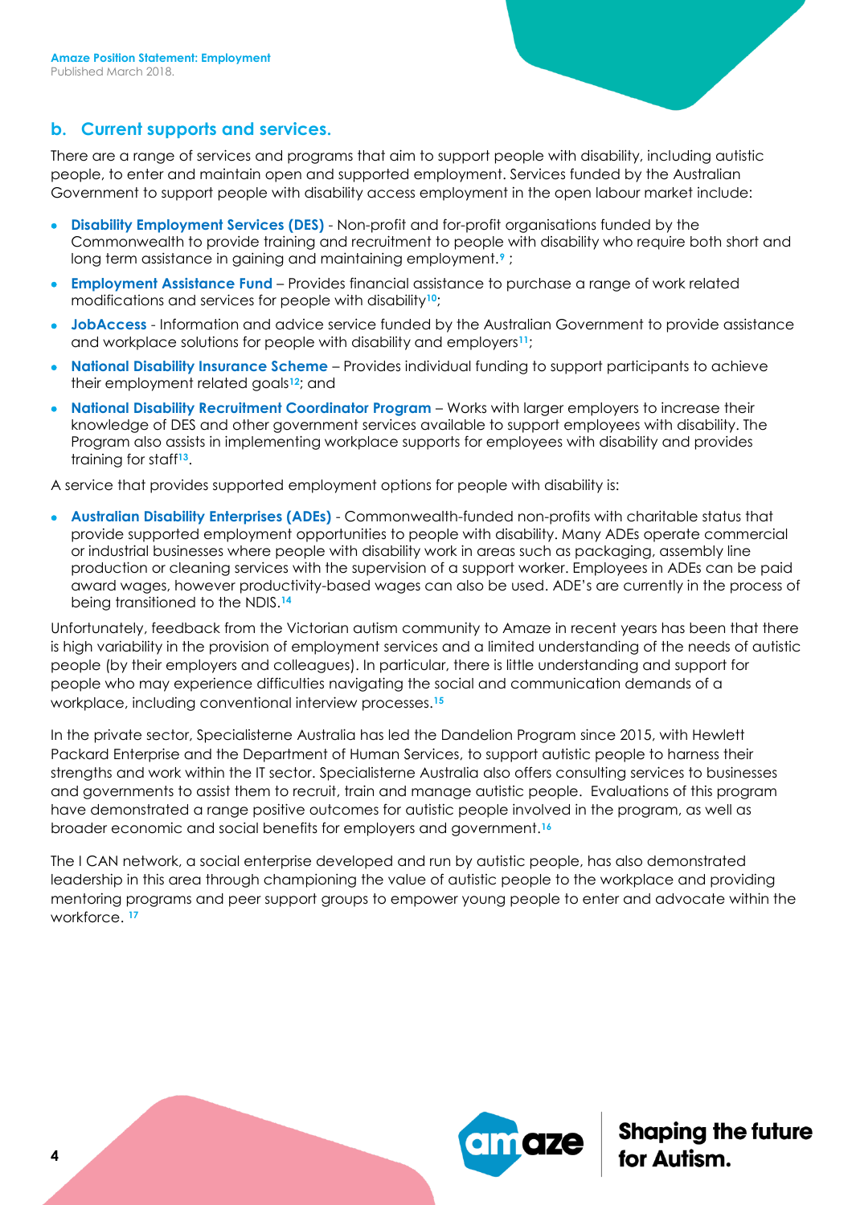## b. Current supports and services.

There are a range of services and programs that aim to support people with disability, including autistic people, to enter and maintain open and supported employment. Services funded by the Australian Government to support people with disability access employment in the open labour market include:

- **Disability Employment Services (DES)** - Non-profit and for-profit organisations funded by the Commonwealth to provide training and recruitment to people with disability who require both short and long term assistance in gaining and maintaining employment.[9] ;
- **Employment Assistance Fund** – Provides financial assistance to purchase a range of work related modifications and services for people with disability[10];
- **JobAccess** - Information and advice service funded by the Australian Government to provide assistance and workplace solutions for people with disability and employers[11];
- **National Disability Insurance Scheme** – Provides individual funding to support participants to achieve their employment related goals[12]; and
- **National Disability Recruitment Coordinator Program** – Works with larger employers to increase their knowledge of DES and other government services available to support employees with disability. The Program also assists in implementing workplace supports for employees with disability and provides training for staff[13].

A service that provides supported employment options for people with disability is:

- **Australian Disability Enterprises (ADEs)** - Commonwealth-funded non-profits with charitable status that provide supported employment opportunities to people with disability. Many ADEs operate commercial or industrial businesses where people with disability work in areas such as packaging, assembly line production or cleaning services with the supervision of a support worker. Employees in ADEs can be paid award wages, however productivity-based wages can also be used. ADE's are currently in the process of being transitioned to the NDIS.[14]

Unfortunately, feedback from the Victorian autism community to Amaze in recent years has been that there is high variability in the provision of employment services and a limited understanding of the needs of autistic people (by their employers and colleagues). In particular, there is little understanding and support for people who may experience difficulties navigating the social and communication demands of a workplace, including conventional interview processes.[15]

In the private sector, Specialisterne Australia has led the Dandelion Program since 2015, with Hewlett Packard Enterprise and the Department of Human Services, to support autistic people to harness their strengths and work within the IT sector. Specialisterne Australia also offers consulting services to businesses and governments to assist them to recruit, train and manage autistic people. Evaluations of this program have demonstrated a range positive outcomes for autistic people involved in the program, as well as broader economic and social benefits for employers and government.[16]

The I CAN network, a social enterprise developed and run by autistic people, has also demonstrated leadership in this area through championing the value of autistic people to the workplace and providing mentoring programs and peer support groups to empower young people to enter and advocate within the workforce. [17]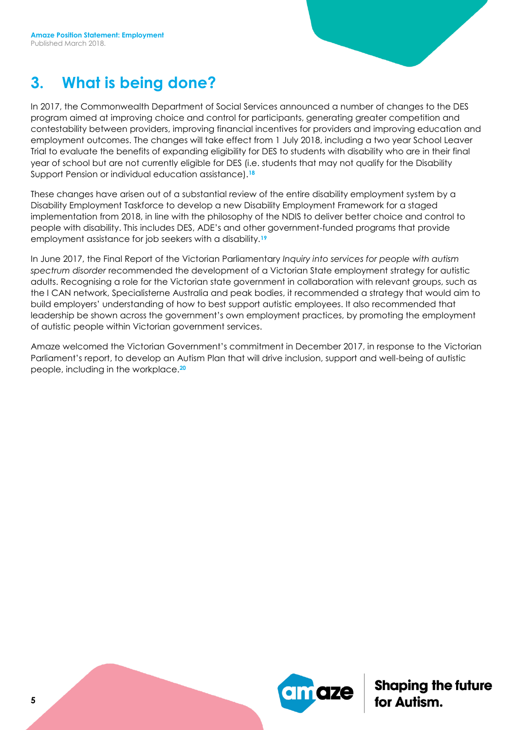## 3. What is being done?

In 2017, the Commonwealth Department of Social Services announced a number of changes to the DES program aimed at improving choice and control for participants, generating greater competition and contestability between providers, improving financial incentives for providers and improving education and employment outcomes. The changes will take effect from 1 July 2018, including a two year School Leaver Trial to evaluate the benefits of expanding eligibility for DES to students with disability who are in their final year of school but are not currently eligible for DES (i.e. students that may not qualify for the Disability Support Pension or individual education assistance).[18]

These changes have arisen out of a substantial review of the entire disability employment system by a Disability Employment Taskforce to develop a new Disability Employment Framework for a staged implementation from 2018, in line with the philosophy of the NDIS to deliver better choice and control to people with disability. This includes DES, ADE's and other government-funded programs that provide employment assistance for job seekers with a disability.[19]

In June 2017, the Final Report of the Victorian Parliamentary *Inquiry into services for people with autism spectrum disorder* recommended the development of a Victorian State employment strategy for autistic adults. Recognising a role for the Victorian state government in collaboration with relevant groups, such as the I CAN network, Specialisterne Australia and peak bodies, it recommended a strategy that would aim to build employers' understanding of how to best support autistic employees. It also recommended that leadership be shown across the government's own employment practices, by promoting the employment of autistic people within Victorian government services.

Amaze welcomed the Victorian Government's commitment in December 2017, in response to the Victorian Parliament's report, to develop an Autism Plan that will drive inclusion, support and well-being of autistic people, including in the workplace.[20]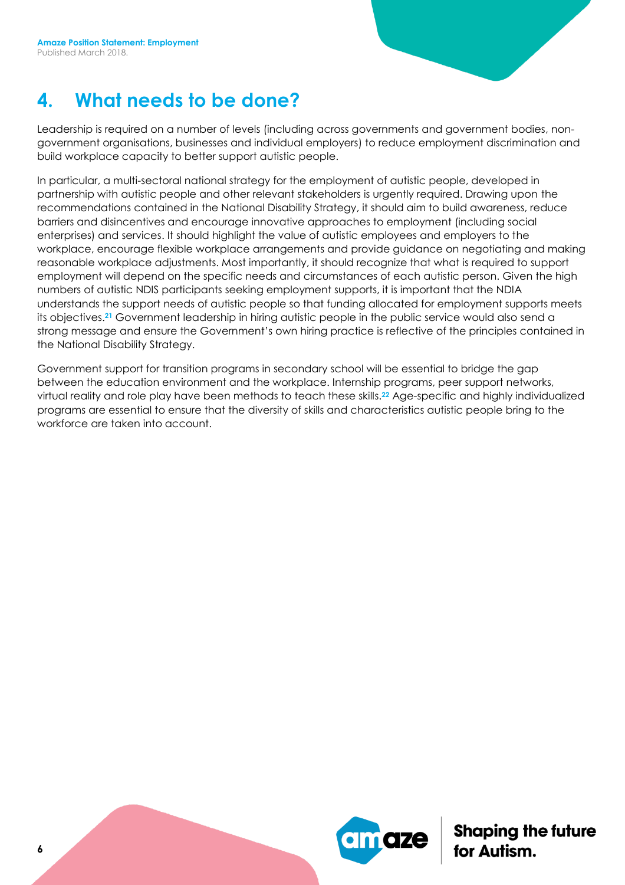## 4. What needs to be done?

Leadership is required on a number of levels (including across governments and government bodies, non-government organisations, businesses and individual employers) to reduce employment discrimination and build workplace capacity to better support autistic people.

In particular, a multi-sectoral national strategy for the employment of autistic people, developed in partnership with autistic people and other relevant stakeholders is urgently required. Drawing upon the recommendations contained in the National Disability Strategy, it should aim to build awareness, reduce barriers and disincentives and encourage innovative approaches to employment (including social enterprises) and services. It should highlight the value of autistic employees and employers to the workplace, encourage flexible workplace arrangements and provide guidance on negotiating and making reasonable workplace adjustments. Most importantly, it should recognize that what is required to support employment will depend on the specific needs and circumstances of each autistic person. Given the high numbers of autistic NDIS participants seeking employment supports, it is important that the NDIA understands the support needs of autistic people so that funding allocated for employment supports meets its objectives.[21] Government leadership in hiring autistic people in the public service would also send a strong message and ensure the Government's own hiring practice is reflective of the principles contained in the National Disability Strategy.

Government support for transition programs in secondary school will be essential to bridge the gap between the education environment and the workplace. Internship programs, peer support networks, virtual reality and role play have been methods to teach these skills.[22] Age-specific and highly individualized programs are essential to ensure that the diversity of skills and characteristics autistic people bring to the workforce are taken into account.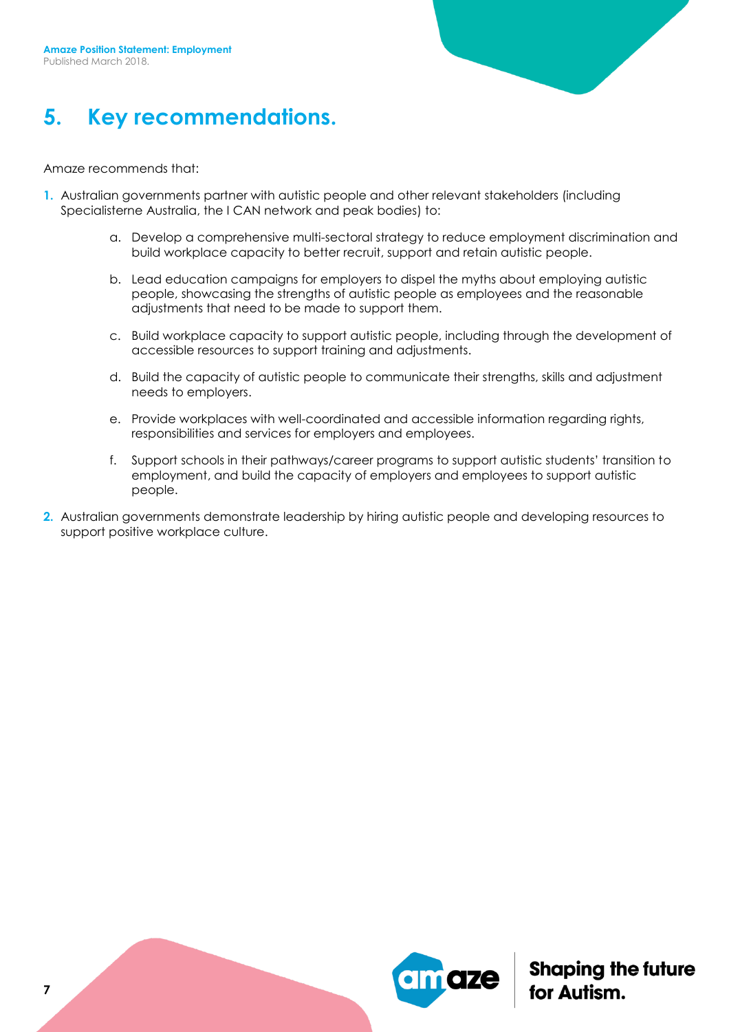# 5. Key recommendations.

Amaze recommends that:

1. Australian governments partner with autistic people and other relevant stakeholders (including Specialisterne Australia, the I CAN network and peak bodies) to:

   a. Develop a comprehensive multi-sectoral strategy to reduce employment discrimination and build workplace capacity to better recruit, support and retain autistic people.

   b. Lead education campaigns for employers to dispel the myths about employing autistic people, showcasing the strengths of autistic people as employees and the reasonable adjustments that need to be made to support them.

   c. Build workplace capacity to support autistic people, including through the development of accessible resources to support training and adjustments.

   d. Build the capacity of autistic people to communicate their strengths, skills and adjustment needs to employers.

   e. Provide workplaces with well-coordinated and accessible information regarding rights, responsibilities and services for employers and employees.

   f. Support schools in their pathways/career programs to support autistic students' transition to employment, and build the capacity of employers and employees to support autistic people.

2. Australian governments demonstrate leadership by hiring autistic people and developing resources to support positive workplace culture.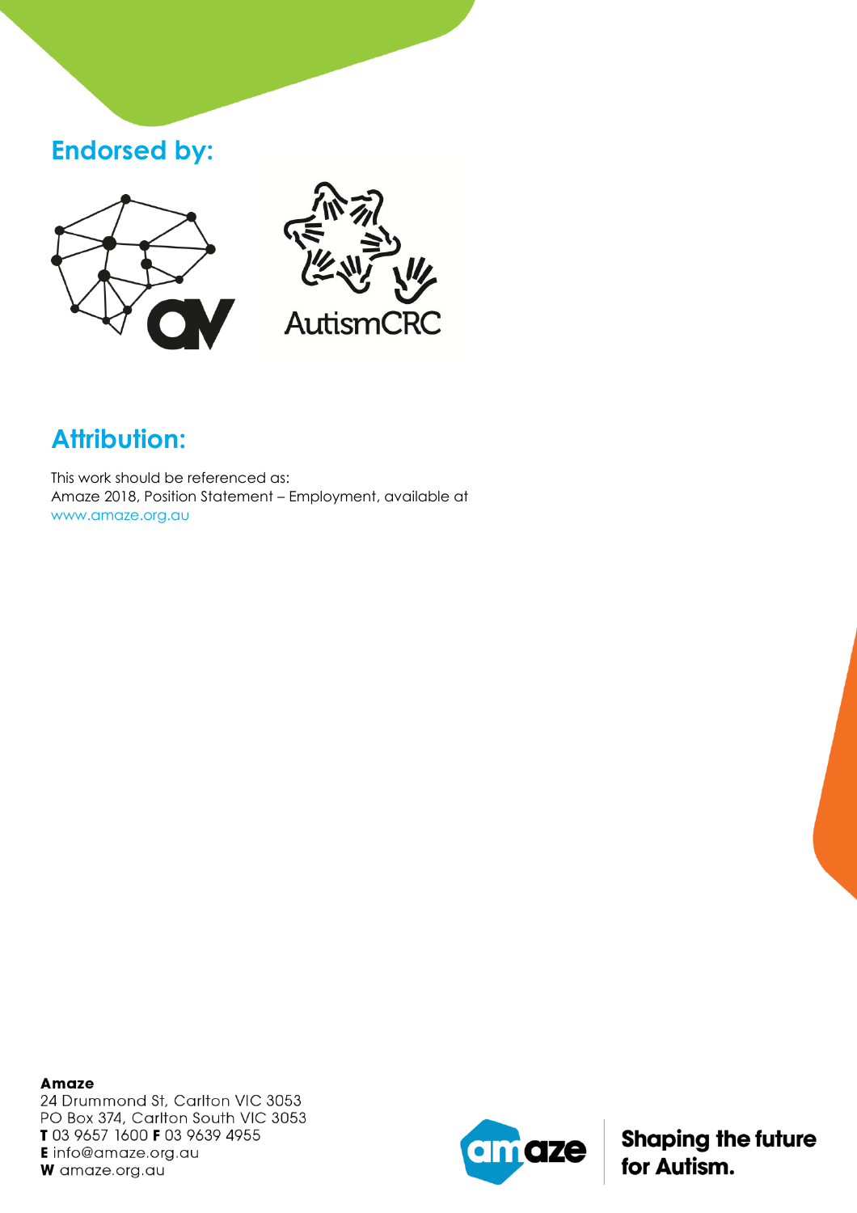## Endorsed by:

AutismCRC

## Attribution:

This work should be referenced as:
Amaze 2018, Position Statement – Employment, available at www.amaze.org.au

**Amaze**
24 Drummond St, Carlton VIC 3053
PO Box 374, Carlton South VIC 3053
**T** 03 9657 1600 **F** 03 9639 4955
**E** info@amaze.org.au
**W** amaze.org.au

**Shaping the future for Autism.**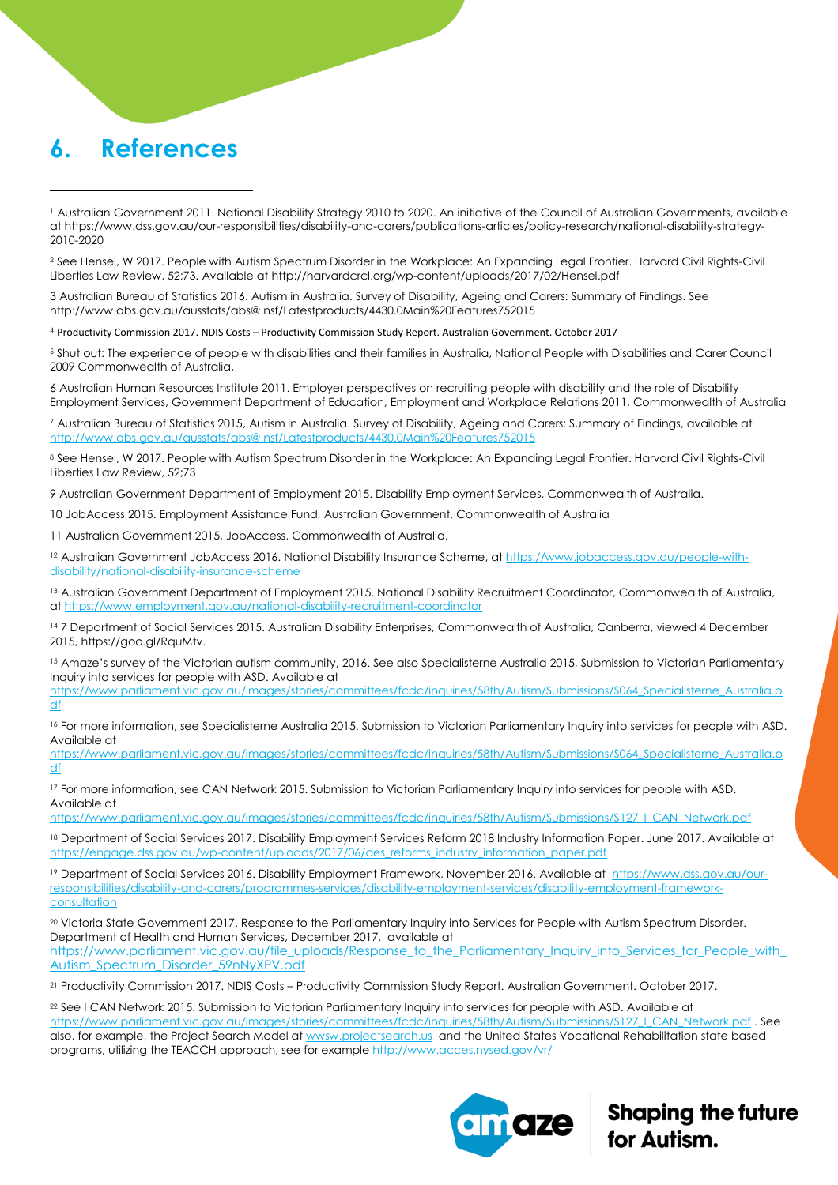# 6. References

[1] Australian Government 2011. National Disability Strategy 2010 to 2020. An initiative of the Council of Australian Governments, available at https://www.dss.gov.au/our-responsibilities/disability-and-carers/publications-articles/policy-research/national-disability-strategy-2010-2020

[2] See Hensel, W 2017. People with Autism Spectrum Disorder in the Workplace: An Expanding Legal Frontier. Harvard Civil Rights-Civil Liberties Law Review, 52;73. Available at http://harvardcrcl.org/wp-content/uploads/2017/02/Hensel.pdf

3 Australian Bureau of Statistics 2016. Autism in Australia. Survey of Disability, Ageing and Carers: Summary of Findings. See http://www.abs.gov.au/ausstats/abs@.nsf/Latestproducts/4430.0Main%20Features752015

[4] Productivity Commission 2017. NDIS Costs – Productivity Commission Study Report. Australian Government. October 2017

[5] Shut out: The experience of people with disabilities and their families in Australia, National People with Disabilities and Carer Council 2009 Commonwealth of Australia,

6 Australian Human Resources Institute 2011. Employer perspectives on recruiting people with disability and the role of Disability Employment Services, Government Department of Education, Employment and Workplace Relations 2011, Commonwealth of Australia

[7] Australian Bureau of Statistics 2015, Autism in Australia. Survey of Disability, Ageing and Carers: Summary of Findings, available at http://www.abs.gov.au/ausstats/abs@.nsf/Latestproducts/4430.0Main%20Features752015

[8] See Hensel, W 2017. People with Autism Spectrum Disorder in the Workplace: An Expanding Legal Frontier. Harvard Civil Rights-Civil Liberties Law Review, 52;73

9 Australian Government Department of Employment 2015. Disability Employment Services, Commonwealth of Australia.

10 JobAccess 2015. Employment Assistance Fund, Australian Government, Commonwealth of Australia

11 Australian Government 2015, JobAccess, Commonwealth of Australia.

[12] Australian Government JobAccess 2016. National Disability Insurance Scheme, at https://www.jobaccess.gov.au/people-with-disability/national-disability-insurance-scheme

[13] Australian Government Department of Employment 2015. National Disability Recruitment Coordinator, Commonwealth of Australia, at https://www.employment.gov.au/national-disability-recruitment-coordinator

[14] 7 Department of Social Services 2015. Australian Disability Enterprises, Commonwealth of Australia, Canberra, viewed 4 December 2015, https://goo.gl/RquMtv.

[15] Amaze's survey of the Victorian autism community, 2016. See also Specialisterne Australia 2015, Submission to Victorian Parliamentary Inquiry into services for people with ASD. Available at https://www.parliament.vic.gov.au/images/stories/committees/fcdc/inquiries/58th/Autism/Submissions/S064_Specialisterne_Australia.pdf

[16] For more information, see Specialisterne Australia 2015. Submission to Victorian Parliamentary Inquiry into services for people with ASD. Available at https://www.parliament.vic.gov.au/images/stories/committees/fcdc/inquiries/58th/Autism/Submissions/S064_Specialisterne_Australia.pdf

[17] For more information, see CAN Network 2015. Submission to Victorian Parliamentary Inquiry into services for people with ASD. Available at https://www.parliament.vic.gov.au/images/stories/committees/fcdc/inquiries/58th/Autism/Submissions/S127_I_CAN_Network.pdf

[18] Department of Social Services 2017. Disability Employment Services Reform 2018 Industry Information Paper. June 2017. Available at https://engage.dss.gov.au/wp-content/uploads/2017/06/des_reforms_industry_information_paper.pdf

[19] Department of Social Services 2016. Disability Employment Framework, November 2016. Available at https://www.dss.gov.au/our-responsibilities/disability-and-carers/programmes-services/disability-employment-services/disability-employment-framework-consultation

[20] Victoria State Government 2017. Response to the Parliamentary Inquiry into Services for People with Autism Spectrum Disorder. Department of Health and Human Services, December 2017, available at https://www.parliament.vic.gov.au/file_uploads/Response_to_the_Parliamentary_Inquiry_into_Services_for_People_with_Autism_Spectrum_Disorder_59nNyXPV.pdf

[21] Productivity Commission 2017. NDIS Costs – Productivity Commission Study Report. Australian Government. October 2017.

[22] See I CAN Network 2015. Submission to Victorian Parliamentary Inquiry into services for people with ASD. Available at https://www.parliament.vic.gov.au/images/stories/committees/fcdc/inquiries/58th/Autism/Submissions/S127_I_CAN_Network.pdf . See also, for example, the Project Search Model at wwsw.projectsearch.us and the United States Vocational Rehabilitation state based programs, utilizing the TEACCH approach, see for example http://www.acces.nysed.gov/vr/

amaze

Shaping the future for Autism.